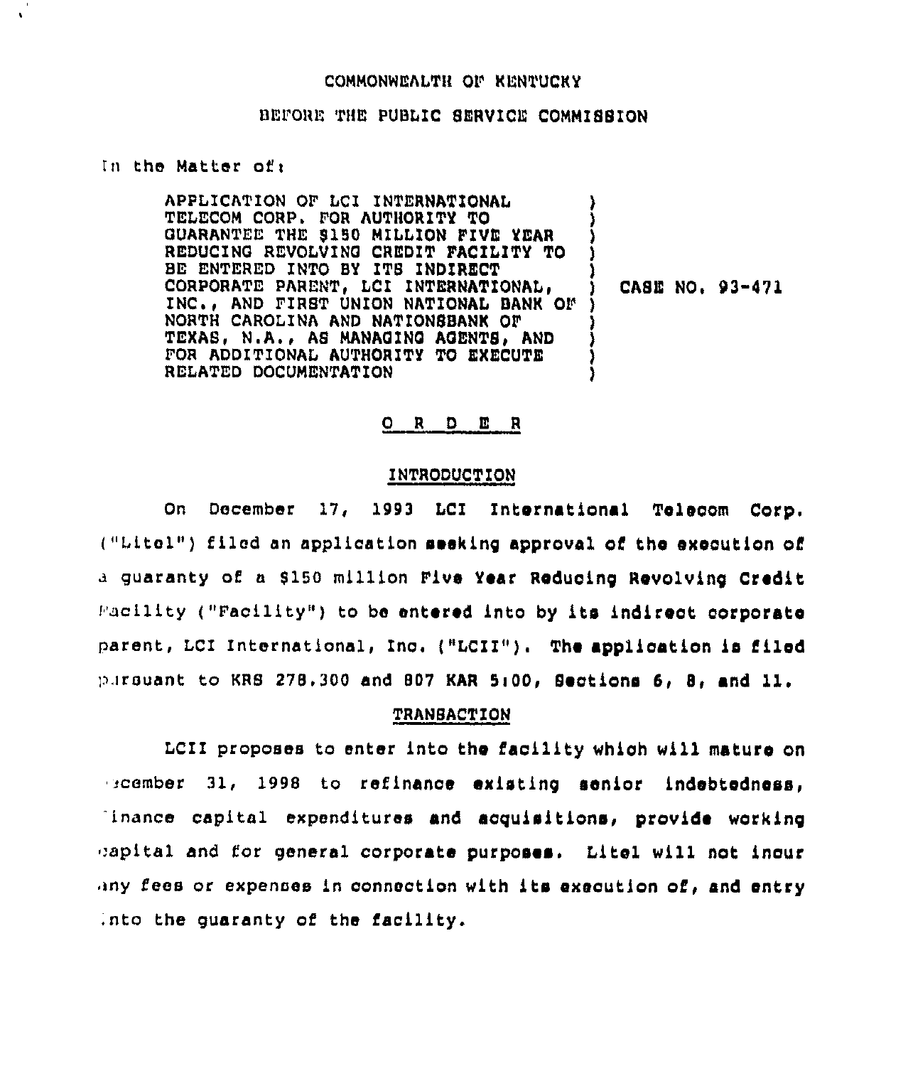COMMONWEALTH OF KENTUCKY

BEFORE THE PUBLIC SERVICE COMMISSION

In the Matter of:

| | | |
|---|---|---|
| APPLICATION OF LCI INTERNATIONAL TELECOM CORP. FOR AUTHORITY TO GUARANTEE THE $150 MILLION FIVE YEAR REDUCING REVOLVING CREDIT FACILITY TO BE ENTERED INTO BY ITS INDIRECT CORPORATE PARENT, LCI INTERNATIONAL, INC., AND FIRST UNION NATIONAL BANK OF NORTH CAROLINA AND NATIONSBANK OF TEXAS, N.A., AS MANAGING AGENTS, AND FOR ADDITIONAL AUTHORITY TO EXECUTE RELATED DOCUMENTATION | ) | CASE NO. 93-471 |

## O R D E R

### INTRODUCTION

On December 17, 1993 LCI International Telecom Corp. ("Litel") filed an application seeking approval of the execution of a guaranty of a $150 million Five Year Reducing Revolving Credit Facility ("Facility") to be entered into by its indirect corporate parent, LCI International, Inc. ("LCII"). The application is filed pursuant to KRS 278.300 and 807 KAR 5:00, Sections 6, 8, and 11.

### TRANSACTION

LCII proposes to enter into the facility which will mature on December 31, 1998 to refinance existing senior indebtedness, finance capital expenditures and acquisitions, provide working capital and for general corporate purposes. Litel will not incur any fees or expenses in connection with its execution of, and entry into the guaranty of the facility.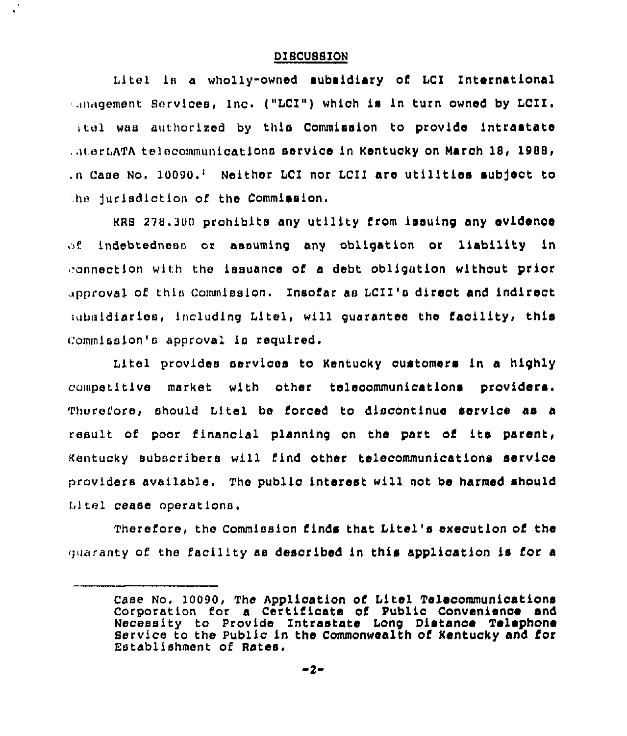## DISCUSSION

Litel is a wholly-owned subsidiary of LCI International Management Services, Inc. ("LCI") which is in turn owned by LCII. Litel was authorized by this Commission to provide intrastate interLATA telecommunications service in Kentucky on March 18, 1988, in Case No. 10090.[1] Neither LCI nor LCII are utilities subject to the jurisdiction of the Commission.

KRS 278.300 prohibits any utility from issuing any evidence of indebtedness or assuming any obligation or liability in connection with the issuance of a debt obligation without prior approval of this Commission. Insofar as LCII's direct and indirect subsidiaries, including Litel, will guarantee the facility, this Commission's approval is required.

Litel provides services to Kentucky customers in a highly competitive market with other telecommunications providers. Therefore, should Litel be forced to discontinue service as a result of poor financial planning on the part of its parent, Kentucky subscribers will find other telecommunications service providers available. The public interest will not be harmed should Litel cease operations.

Therefore, the Commission finds that Litel's execution of the guaranty of the facility as described in this application is for a

---

[1] Case No. 10090, The Application of Litel Telecommunications Corporation for a Certificate of Public Convenience and Necessity to Provide Intrastate Long Distance Telephone Service to the Public in the Commonwealth of Kentucky and for Establishment of Rates.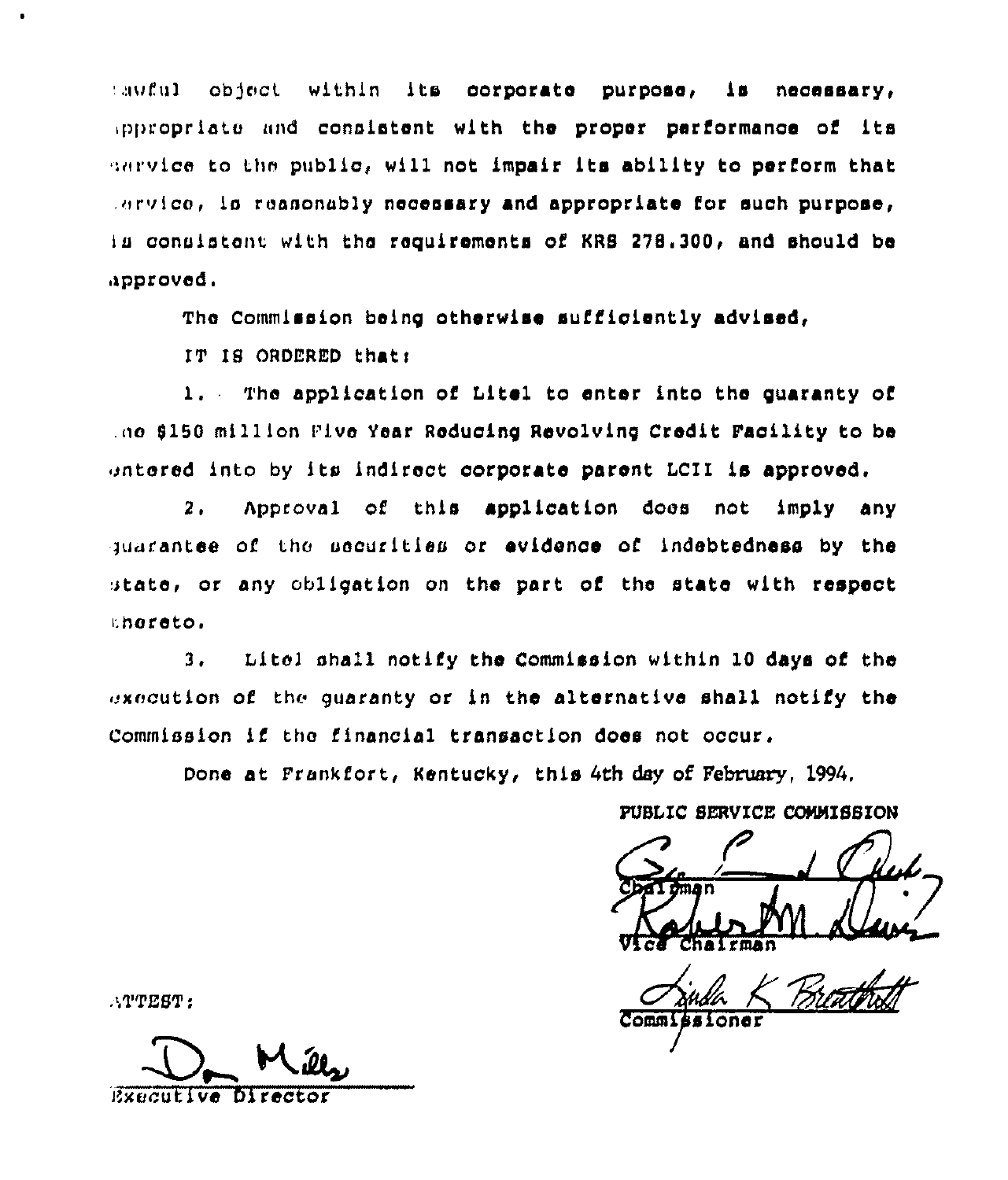lawful object within its corporate purpose, is necessary, appropriate and consistent with the proper performance of its service to the public, will not impair its ability to perform that service, is reasonably necessary and appropriate for such purpose, is consistent with the requirements of KRS 278.300, and should be approved.

The Commission being otherwise sufficiently advised,

IT IS ORDERED that:

1. The application of Litel to enter into the guaranty of the $150 million Five Year Reducing Revolving Credit Facility to be entered into by its indirect corporate parent LCII is approved.

2. Approval of this application does not imply any guarantee of the securities or evidence of indebtedness by the state, or any obligation on the part of the state with respect thereto.

3. Litel shall notify the Commission within 10 days of the execution of the guaranty or in the alternative shall notify the Commission if the financial transaction does not occur.

Done at Frankfort, Kentucky, this 4th day of February, 1994.

PUBLIC SERVICE COMMISSION

Chairman

Vice Chairman

Commissioner

ATTEST:

Executive Director